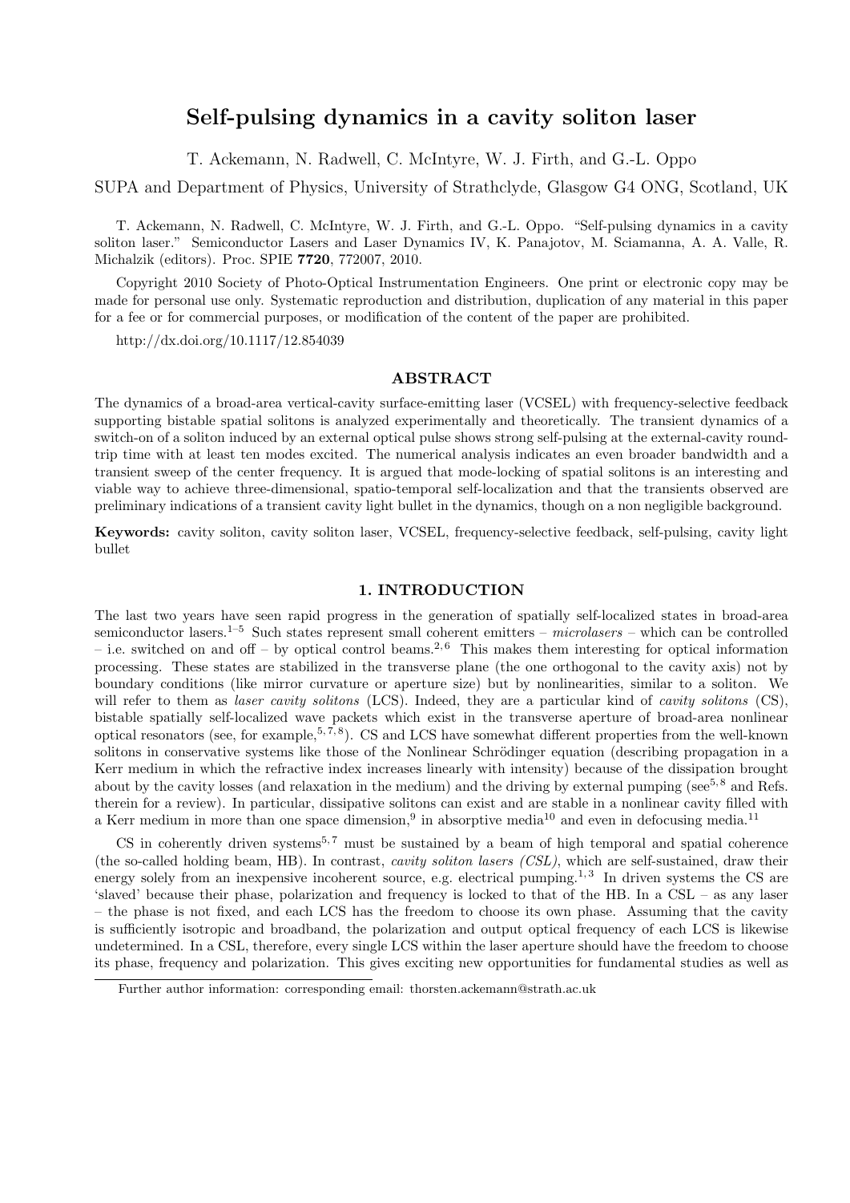# Self-pulsing dynamics in a cavity soliton laser

T. Ackemann, N. Radwell, C. McIntyre, W. J. Firth, and G.-L. Oppo

SUPA and Department of Physics, University of Strathclyde, Glasgow G4 ONG, Scotland, UK

T. Ackemann, N. Radwell, C. McIntyre, W. J. Firth, and G.-L. Oppo. "Self-pulsing dynamics in a cavity soliton laser." Semiconductor Lasers and Laser Dynamics IV, K. Panajotov, M. Sciamanna, A. A. Valle, R. Michalzik (editors). Proc. SPIE **7720**, 772007, 2010.

Copyright 2010 Society of Photo-Optical Instrumentation Engineers. One print or electronic copy may be made for personal use only. Systematic reproduction and distribution, duplication of any material in this paper for a fee or for commercial purposes, or modification of the content of the paper are prohibited.

http://dx.doi.org/10.1117/12.854039

## ABSTRACT

The dynamics of a broad-area vertical-cavity surface-emitting laser (VCSEL) with frequency-selective feedback supporting bistable spatial solitons is analyzed experimentally and theoretically. The transient dynamics of a switch-on of a soliton induced by an external optical pulse shows strong self-pulsing at the external-cavity round-trip time with at least ten modes excited. The numerical analysis indicates an even broader bandwidth and a transient sweep of the center frequency. It is argued that mode-locking of spatial solitons is an interesting and viable way to achieve three-dimensional, spatio-temporal self-localization and that the transients observed are preliminary indications of a transient cavity light bullet in the dynamics, though on a non negligible background.

**Keywords:** cavity soliton, cavity soliton laser, VCSEL, frequency-selective feedback, self-pulsing, cavity light bullet

## 1. INTRODUCTION

The last two years have seen rapid progress in the generation of spatially self-localized states in broad-area semiconductor lasers.[1–5] Such states represent small coherent emitters – *microlasers* – which can be controlled – i.e. switched on and off – by optical control beams.[2,6] This makes them interesting for optical information processing. These states are stabilized in the transverse plane (the one orthogonal to the cavity axis) not by boundary conditions (like mirror curvature or aperture size) but by nonlinearities, similar to a soliton. We will refer to them as *laser cavity solitons* (LCS). Indeed, they are a particular kind of *cavity solitons* (CS), bistable spatially self-localized wave packets which exist in the transverse aperture of broad-area nonlinear optical resonators (see, for example,[5,7,8]). CS and LCS have somewhat different properties from the well-known solitons in conservative systems like those of the Nonlinear Schrödinger equation (describing propagation in a Kerr medium in which the refractive index increases linearly with intensity) because of the dissipation brought about by the cavity losses (and relaxation in the medium) and the driving by external pumping (see[5,8] and Refs. therein for a review). In particular, dissipative solitons can exist and are stable in a nonlinear cavity filled with a Kerr medium in more than one space dimension,[9] in absorptive media[10] and even in defocusing media.[11]

CS in coherently driven systems[5,7] must be sustained by a beam of high temporal and spatial coherence (the so-called holding beam, HB). In contrast, *cavity soliton lasers (CSL)*, which are self-sustained, draw their energy solely from an inexpensive incoherent source, e.g. electrical pumping.[1,3] In driven systems the CS are 'slaved' because their phase, polarization and frequency is locked to that of the HB. In a CSL – as any laser – the phase is not fixed, and each LCS has the freedom to choose its own phase. Assuming that the cavity is sufficiently isotropic and broadband, the polarization and output optical frequency of each LCS is likewise undetermined. In a CSL, therefore, every single LCS within the laser aperture should have the freedom to choose its phase, frequency and polarization. This gives exciting new opportunities for fundamental studies as well as

Further author information: corresponding email: thorsten.ackemann@strath.ac.uk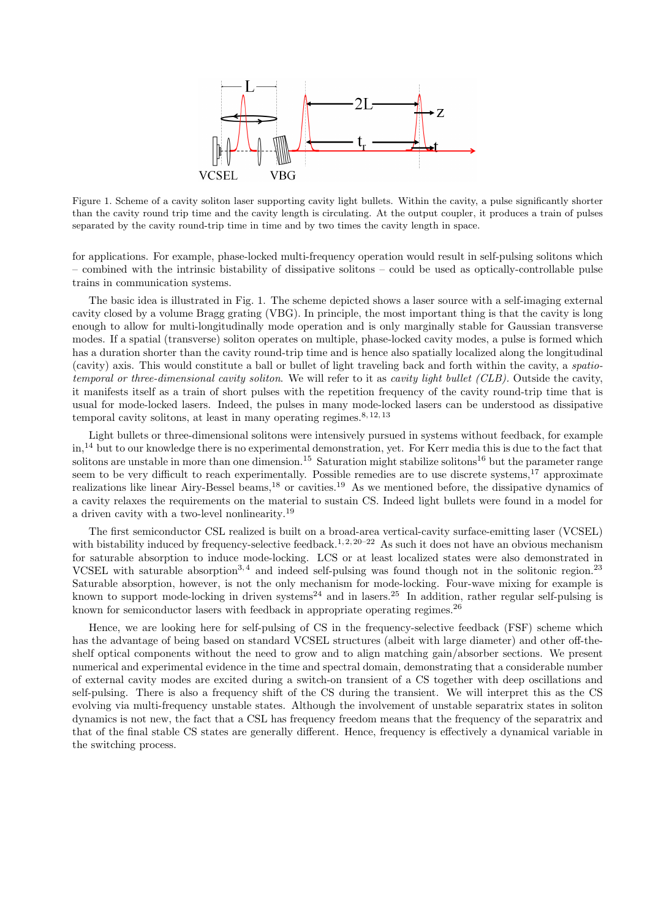Figure 1. Scheme of a cavity soliton laser supporting cavity light bullets. Within the cavity, a pulse significantly shorter than the cavity round trip time and the cavity length is circulating. At the output coupler, it produces a train of pulses separated by the cavity round-trip time in time and by two times the cavity length in space.

for applications. For example, phase-locked multi-frequency operation would result in self-pulsing solitons which – combined with the intrinsic bistability of dissipative solitons – could be used as optically-controllable pulse trains in communication systems.

The basic idea is illustrated in Fig. 1. The scheme depicted shows a laser source with a self-imaging external cavity closed by a volume Bragg grating (VBG). In principle, the most important thing is that the cavity is long enough to allow for multi-longitudinally mode operation and is only marginally stable for Gaussian transverse modes. If a spatial (transverse) soliton operates on multiple, phase-locked cavity modes, a pulse is formed which has a duration shorter than the cavity round-trip time and is hence also spatially localized along the longitudinal (cavity) axis. This would constitute a ball or bullet of light traveling back and forth within the cavity, a *spatio-temporal or three-dimensional cavity soliton*. We will refer to it as *cavity light bullet (CLB)*. Outside the cavity, it manifests itself as a train of short pulses with the repetition frequency of the cavity round-trip time that is usual for mode-locked lasers. Indeed, the pulses in many mode-locked lasers can be understood as dissipative temporal cavity solitons, at least in many operating regimes.[8,12,13]

Light bullets or three-dimensional solitons were intensively pursued in systems without feedback, for example in,[14] but to our knowledge there is no experimental demonstration, yet. For Kerr media this is due to the fact that solitons are unstable in more than one dimension.[15] Saturation might stabilize solitons[16] but the parameter range seem to be very difficult to reach experimentally. Possible remedies are to use discrete systems,[17] approximate realizations like linear Airy-Bessel beams,[18] or cavities.[19] As we mentioned before, the dissipative dynamics of a cavity relaxes the requirements on the material to sustain CS. Indeed light bullets were found in a model for a driven cavity with a two-level nonlinearity.[19]

The first semiconductor CSL realized is built on a broad-area vertical-cavity surface-emitting laser (VCSEL) with bistability induced by frequency-selective feedback.[1,2,20–22] As such it does not have an obvious mechanism for saturable absorption to induce mode-locking. LCS or at least localized states were also demonstrated in VCSEL with saturable absorption[3,4] and indeed self-pulsing was found though not in the solitonic region.[23] Saturable absorption, however, is not the only mechanism for mode-locking. Four-wave mixing for example is known to support mode-locking in driven systems[24] and in lasers.[25] In addition, rather regular self-pulsing is known for semiconductor lasers with feedback in appropriate operating regimes.[26]

Hence, we are looking here for self-pulsing of CS in the frequency-selective feedback (FSF) scheme which has the advantage of being based on standard VCSEL structures (albeit with large diameter) and other off-the-shelf optical components without the need to grow and to align matching gain/absorber sections. We present numerical and experimental evidence in the time and spectral domain, demonstrating that a considerable number of external cavity modes are excited during a switch-on transient of a CS together with deep oscillations and self-pulsing. There is also a frequency shift of the CS during the transient. We will interpret this as the CS evolving via multi-frequency unstable states. Although the involvement of unstable separatrix states in soliton dynamics is not new, the fact that a CSL has frequency freedom means that the frequency of the separatrix and that of the final stable CS states are generally different. Hence, frequency is effectively a dynamical variable in the switching process.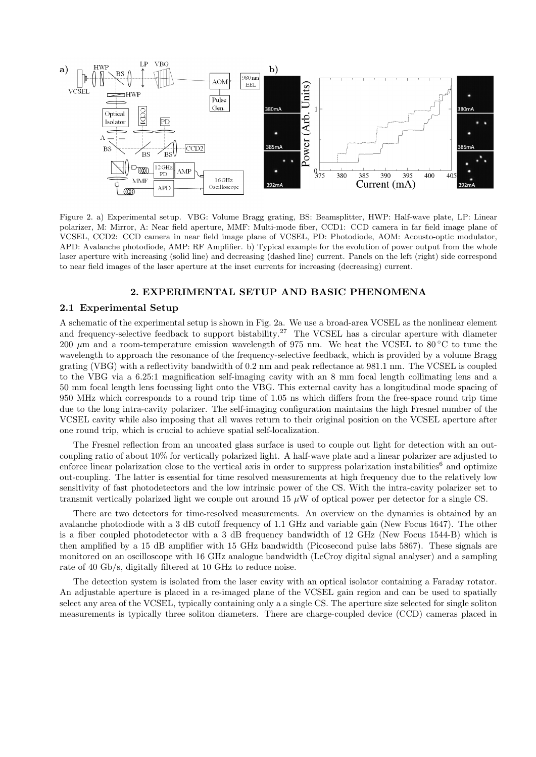Figure 2. a) Experimental setup. VBG: Volume Bragg grating, BS: Beamsplitter, HWP: Half-wave plate, LP: Linear polarizer, M: Mirror, A: Near field aperture, MMF: Multi-mode fiber, CCD1: CCD camera in far field image plane of VCSEL, CCD2: CCD camera in near field image plane of VCSEL, PD: Photodiode, AOM: Acousto-optic modulator, APD: Avalanche photodiode, AMP: RF Amplifier. b) Typical example for the evolution of power output from the whole laser aperture with increasing (solid line) and decreasing (dashed line) current. Panels on the left (right) side correspond to near field images of the laser aperture at the inset currents for increasing (decreasing) current.

## 2. EXPERIMENTAL SETUP AND BASIC PHENOMENA

### 2.1 Experimental Setup

A schematic of the experimental setup is shown in Fig. 2a. We use a broad-area VCSEL as the nonlinear element and frequency-selective feedback to support bistability.[27] The VCSEL has a circular aperture with diameter 200 $\mu$m and a room-temperature emission wavelength of 975 nm. We heat the VCSEL to 80 °C to tune the wavelength to approach the resonance of the frequency-selective feedback, which is provided by a volume Bragg grating (VBG) with a reflectivity bandwidth of 0.2 nm and peak reflectance at 981.1 nm. The VCSEL is coupled to the VBG via a 6.25:1 magnification self-imaging cavity with an 8 mm focal length collimating lens and a 50 mm focal length lens focussing light onto the VBG. This external cavity has a longitudinal mode spacing of 950 MHz which corresponds to a round trip time of 1.05 ns which differs from the free-space round trip time due to the long intra-cavity polarizer. The self-imaging configuration maintains the high Fresnel number of the VCSEL cavity while also imposing that all waves return to their original position on the VCSEL aperture after one round trip, which is crucial to achieve spatial self-localization.

The Fresnel reflection from an uncoated glass surface is used to couple out light for detection with an out-coupling ratio of about 10% for vertically polarized light. A half-wave plate and a linear polarizer are adjusted to enforce linear polarization close to the vertical axis in order to suppress polarization instabilities[6] and optimize out-coupling. The latter is essential for time resolved measurements at high frequency due to the relatively low sensitivity of fast photodetectors and the low intrinsic power of the CS. With the intra-cavity polarizer set to transmit vertically polarized light we couple out around 15 $\mu$W of optical power per detector for a single CS.

There are two detectors for time-resolved measurements. An overview on the dynamics is obtained by an avalanche photodiode with a 3 dB cutoff frequency of 1.1 GHz and variable gain (New Focus 1647). The other is a fiber coupled photodetector with a 3 dB frequency bandwidth of 12 GHz (New Focus 1544-B) which is then amplified by a 15 dB amplifier with 15 GHz bandwidth (Picosecond pulse labs 5867). These signals are monitored on an oscilloscope with 16 GHz analogue bandwidth (LeCroy digital signal analyser) and a sampling rate of 40 Gb/s, digitally filtered at 10 GHz to reduce noise.

The detection system is isolated from the laser cavity with an optical isolator containing a Faraday rotator. An adjustable aperture is placed in a re-imaged plane of the VCSEL gain region and can be used to spatially select any area of the VCSEL, typically containing only a a single CS. The aperture size selected for single soliton measurements is typically three soliton diameters. There are charge-coupled device (CCD) cameras placed in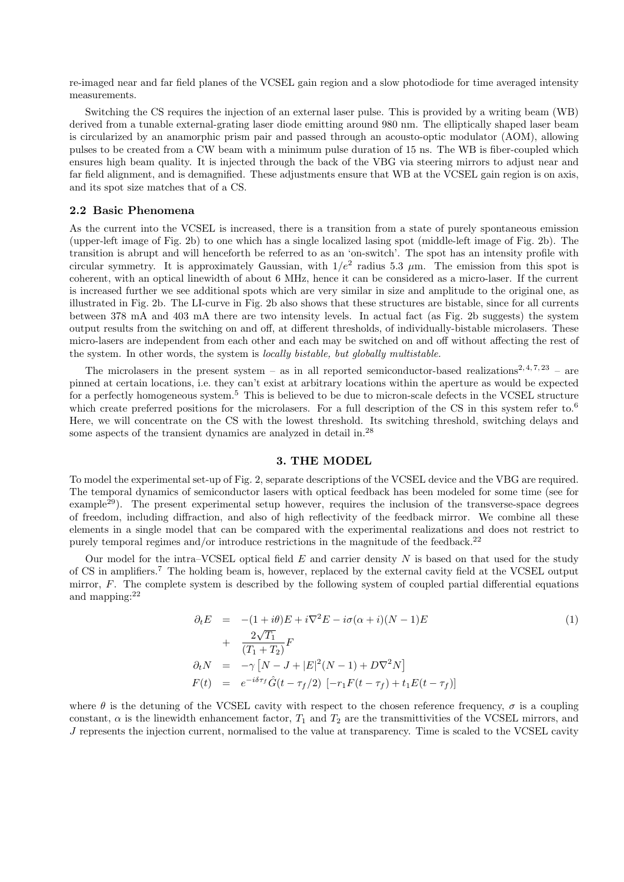re-imaged near and far field planes of the VCSEL gain region and a slow photodiode for time averaged intensity measurements.

Switching the CS requires the injection of an external laser pulse. This is provided by a writing beam (WB) derived from a tunable external-grating laser diode emitting around 980 nm. The elliptically shaped laser beam is circularized by an anamorphic prism pair and passed through an acousto-optic modulator (AOM), allowing pulses to be created from a CW beam with a minimum pulse duration of 15 ns. The WB is fiber-coupled which ensures high beam quality. It is injected through the back of the VBG via steering mirrors to adjust near and far field alignment, and is demagnified. These adjustments ensure that WB at the VCSEL gain region is on axis, and its spot size matches that of a CS.

### 2.2 Basic Phenomena

As the current into the VCSEL is increased, there is a transition from a state of purely spontaneous emission (upper-left image of Fig. 2b) to one which has a single localized lasing spot (middle-left image of Fig. 2b). The transition is abrupt and will henceforth be referred to as an 'on-switch'. The spot has an intensity profile with circular symmetry. It is approximately Gaussian, with $1/e^2$ radius 5.3 $\mu$m. The emission from this spot is coherent, with an optical linewidth of about 6 MHz, hence it can be considered as a micro-laser. If the current is increased further we see additional spots which are very similar in size and amplitude to the original one, as illustrated in Fig. 2b. The LI-curve in Fig. 2b also shows that these structures are bistable, since for all currents between 378 mA and 403 mA there are two intensity levels. In actual fact (as Fig. 2b suggests) the system output results from the switching on and off, at different thresholds, of individually-bistable microlasers. These micro-lasers are independent from each other and each may be switched on and off without affecting the rest of the system. In other words, the system is *locally bistable, but globally multistable.*

The microlasers in the present system – as in all reported semiconductor-based realizations[2,4,7,23] – are pinned at certain locations, i.e. they can't exist at arbitrary locations within the aperture as would be expected for a perfectly homogeneous system.[5] This is believed to be due to micron-scale defects in the VCSEL structure which create preferred positions for the microlasers. For a full description of the CS in this system refer to.[6] Here, we will concentrate on the CS with the lowest threshold. Its switching threshold, switching delays and some aspects of the transient dynamics are analyzed in detail in.[28]

## 3. THE MODEL

To model the experimental set-up of Fig. 2, separate descriptions of the VCSEL device and the VBG are required. The temporal dynamics of semiconductor lasers with optical feedback has been modeled for some time (see for example[29]). The present experimental setup however, requires the inclusion of the transverse-space degrees of freedom, including diffraction, and also of high reflectivity of the feedback mirror. We combine all these elements in a single model that can be compared with the experimental realizations and does not restrict to purely temporal regimes and/or introduce restrictions in the magnitude of the feedback.[22]

Our model for the intra–VCSEL optical field $E$ and carrier density $N$ is based on that used for the study of CS in amplifiers.[7] The holding beam is, however, replaced by the external cavity field at the VCSEL output mirror, $F$. The complete system is described by the following system of coupled partial differential equations and mapping:[22]

$$
\begin{aligned}
\partial_t E &= -(1+i\theta)E + i\nabla^2 E - i\sigma(\alpha + i)(N-1)E \\
&+ \frac{2\sqrt{T_1}}{(T_1+T_2)}F \\
\partial_t N &= -\gamma\left[N - J + |E|^2(N-1) + D\nabla^2 N\right] \\
F(t) &= e^{-i\delta\tau_f}\hat{G}(t-\tau_f/2)\ \left[-r_1 F(t-\tau_f) + t_1 E(t-\tau_f)\right]
\end{aligned}
\tag{1}
$$

where $\theta$ is the detuning of the VCSEL cavity with respect to the chosen reference frequency, $\sigma$ is a coupling constant, $\alpha$ is the linewidth enhancement factor, $T_1$ and $T_2$ are the transmittivities of the VCSEL mirrors, and $J$ represents the injection current, normalised to the value at transparency. Time is scaled to the VCSEL cavity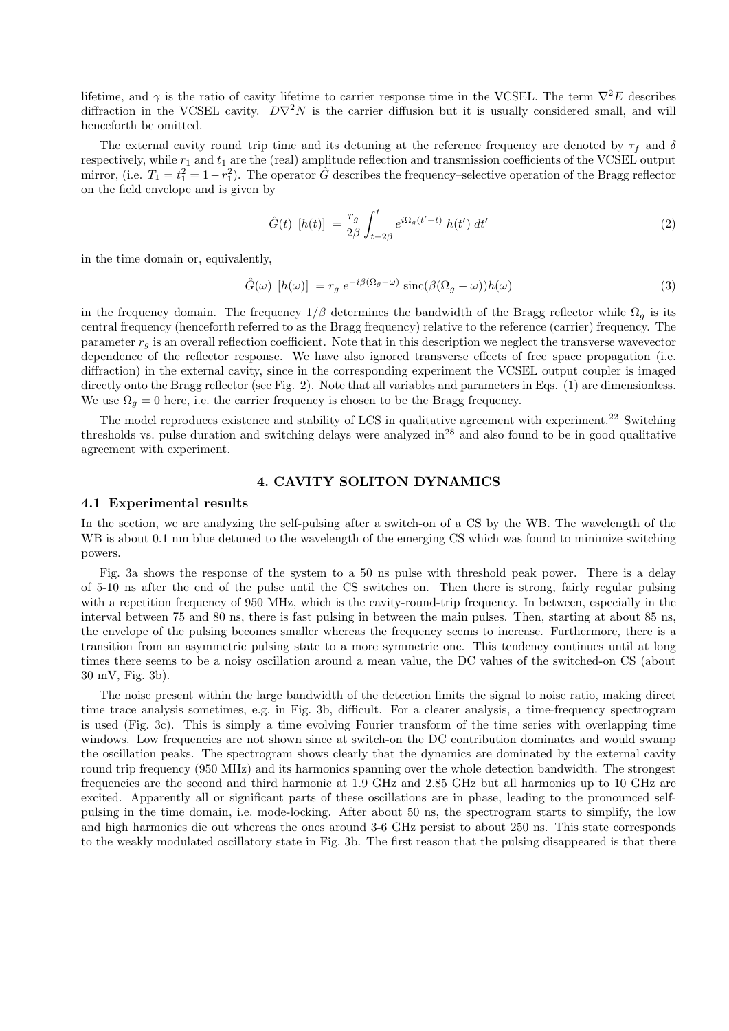lifetime, and $\gamma$ is the ratio of cavity lifetime to carrier response time in the VCSEL. The term $\nabla^2 E$ describes diffraction in the VCSEL cavity. $D\nabla^2 N$ is the carrier diffusion but it is usually considered small, and will henceforth be omitted.

The external cavity round–trip time and its detuning at the reference frequency are denoted by $\tau_f$ and $\delta$ respectively, while $r_1$ and $t_1$ are the (real) amplitude reflection and transmission coefficients of the VCSEL output mirror, (i.e. $T_1 = t_1^2 = 1 - r_1^2$). The operator $\hat{G}$ describes the frequency–selective operation of the Bragg reflector on the field envelope and is given by

$$\hat{G}(t)\ [h(t)]\ = \frac{r_g}{2\beta} \int_{t-2\beta}^{t} e^{i\Omega_g (t'-t)}\ h(t')\ dt' \tag{2}$$

in the time domain or, equivalently,

$$\hat{G}(\omega)\ [h(\omega)]\ = r_g\ e^{-i\beta(\Omega_g-\omega)}\ \mathrm{sinc}(\beta(\Omega_g-\omega))h(\omega) \tag{3}$$

in the frequency domain. The frequency $1/\beta$ determines the bandwidth of the Bragg reflector while $\Omega_g$ is its central frequency (henceforth referred to as the Bragg frequency) relative to the reference (carrier) frequency. The parameter $r_g$ is an overall reflection coefficient. Note that in this description we neglect the transverse wavevector dependence of the reflector response. We have also ignored transverse effects of free–space propagation (i.e. diffraction) in the external cavity, since in the corresponding experiment the VCSEL output coupler is imaged directly onto the Bragg reflector (see Fig. 2). Note that all variables and parameters in Eqs. (1) are dimensionless. We use $\Omega_g = 0$ here, i.e. the carrier frequency is chosen to be the Bragg frequency.

The model reproduces existence and stability of LCS in qualitative agreement with experiment.[22] Switching thresholds vs. pulse duration and switching delays were analyzed in[28] and also found to be in good qualitative agreement with experiment.

## 4. CAVITY SOLITON DYNAMICS

### 4.1 Experimental results

In the section, we are analyzing the self-pulsing after a switch-on of a CS by the WB. The wavelength of the WB is about 0.1 nm blue detuned to the wavelength of the emerging CS which was found to minimize switching powers.

Fig. 3a shows the response of the system to a 50 ns pulse with threshold peak power. There is a delay of 5-10 ns after the end of the pulse until the CS switches on. Then there is strong, fairly regular pulsing with a repetition frequency of 950 MHz, which is the cavity-round-trip frequency. In between, especially in the interval between 75 and 80 ns, there is fast pulsing in between the main pulses. Then, starting at about 85 ns, the envelope of the pulsing becomes smaller whereas the frequency seems to increase. Furthermore, there is a transition from an asymmetric pulsing state to a more symmetric one. This tendency continues until at long times there seems to be a noisy oscillation around a mean value, the DC values of the switched-on CS (about 30 mV, Fig. 3b).

The noise present within the large bandwidth of the detection limits the signal to noise ratio, making direct time trace analysis sometimes, e.g. in Fig. 3b, difficult. For a clearer analysis, a time-frequency spectrogram is used (Fig. 3c). This is simply a time evolving Fourier transform of the time series with overlapping time windows. Low frequencies are not shown since at switch-on the DC contribution dominates and would swamp the oscillation peaks. The spectrogram shows clearly that the dynamics are dominated by the external cavity round trip frequency (950 MHz) and its harmonics spanning over the whole detection bandwidth. The strongest frequencies are the second and third harmonic at 1.9 GHz and 2.85 GHz but all harmonics up to 10 GHz are excited. Apparently all or significant parts of these oscillations are in phase, leading to the pronounced self-pulsing in the time domain, i.e. mode-locking. After about 50 ns, the spectrogram starts to simplify, the low and high harmonics die out whereas the ones around 3-6 GHz persist to about 250 ns. This state corresponds to the weakly modulated oscillatory state in Fig. 3b. The first reason that the pulsing disappeared is that there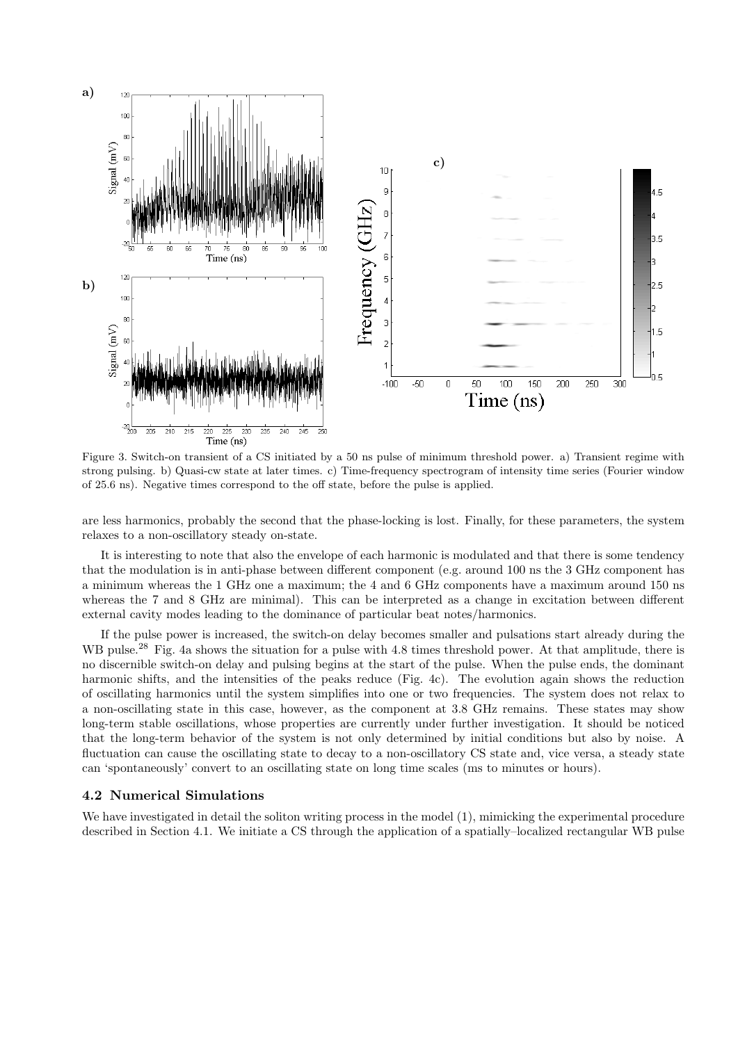Figure 3. Switch-on transient of a CS initiated by a 50 ns pulse of minimum threshold power. a) Transient regime with strong pulsing. b) Quasi-cw state at later times. c) Time-frequency spectrogram of intensity time series (Fourier window of 25.6 ns). Negative times correspond to the off state, before the pulse is applied.

are less harmonics, probably the second that the phase-locking is lost. Finally, for these parameters, the system relaxes to a non-oscillatory steady on-state.

It is interesting to note that also the envelope of each harmonic is modulated and that there is some tendency that the modulation is in anti-phase between different component (e.g. around 100 ns the 3 GHz component has a minimum whereas the 1 GHz one a maximum; the 4 and 6 GHz components have a maximum around 150 ns whereas the 7 and 8 GHz are minimal). This can be interpreted as a change in excitation between different external cavity modes leading to the dominance of particular beat notes/harmonics.

If the pulse power is increased, the switch-on delay becomes smaller and pulsations start already during the WB pulse.[28] Fig. 4a shows the situation for a pulse with 4.8 times threshold power. At that amplitude, there is no discernible switch-on delay and pulsing begins at the start of the pulse. When the pulse ends, the dominant harmonic shifts, and the intensities of the peaks reduce (Fig. 4c). The evolution again shows the reduction of oscillating harmonics until the system simplifies into one or two frequencies. The system does not relax to a non-oscillating state in this case, however, as the component at 3.8 GHz remains. These states may show long-term stable oscillations, whose properties are currently under further investigation. It should be noticed that the long-term behavior of the system is not only determined by initial conditions but also by noise. A fluctuation can cause the oscillating state to decay to a non-oscillatory CS state and, vice versa, a steady state can 'spontaneously' convert to an oscillating state on long time scales (ms to minutes or hours).

### 4.2 Numerical Simulations

We have investigated in detail the soliton writing process in the model (1), mimicking the experimental procedure described in Section 4.1. We initiate a CS through the application of a spatially–localized rectangular WB pulse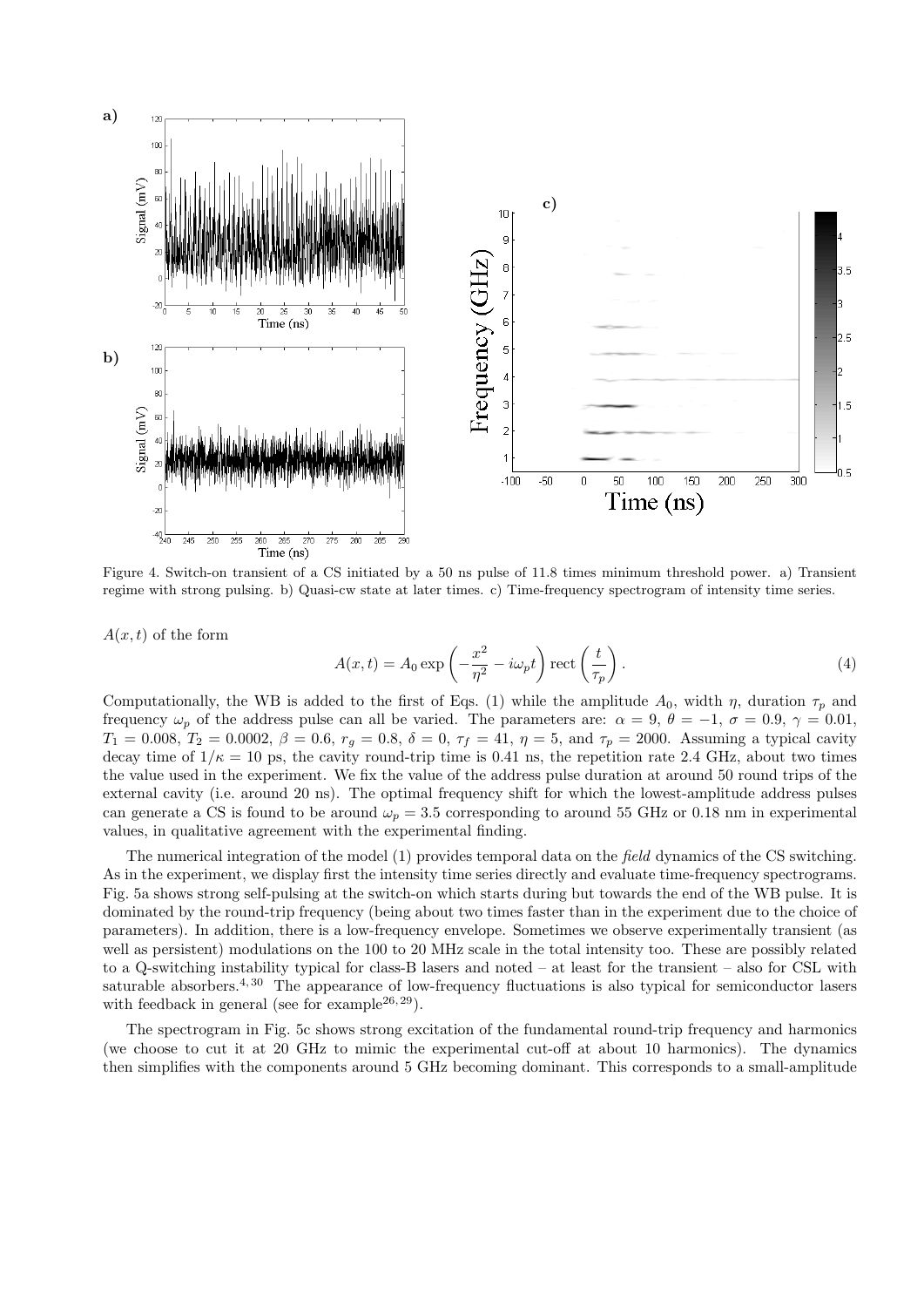Figure 4. Switch-on transient of a CS initiated by a 50 ns pulse of 11.8 times minimum threshold power. a) Transient regime with strong pulsing. b) Quasi-cw state at later times. c) Time-frequency spectrogram of intensity time series.

$A(x,t)$ of the form

$$A(x,t) = A_0 \exp\left(-\frac{x^2}{\eta^2} - i\omega_p t\right) \operatorname{rect}\left(\frac{t}{\tau_p}\right). \tag{4}$$

Computationally, the WB is added to the first of Eqs. (1) while the amplitude $A_0$, width $\eta$, duration $\tau_p$ and frequency $\omega_p$ of the address pulse can all be varied. The parameters are: $\alpha = 9$, $\theta = -1$, $\sigma = 0.9$, $\gamma = 0.01$, $T_1 = 0.008$, $T_2 = 0.0002$, $\beta = 0.6$, $r_g = 0.8$, $\delta = 0$, $\tau_f = 41$, $\eta = 5$, and $\tau_p = 2000$. Assuming a typical cavity decay time of $1/\kappa = 10$ ps, the cavity round-trip time is 0.41 ns, the repetition rate 2.4 GHz, about two times the value used in the experiment. We fix the value of the address pulse duration at around 50 round trips of the external cavity (i.e. around 20 ns). The optimal frequency shift for which the lowest-amplitude address pulses can generate a CS is found to be around $\omega_p = 3.5$ corresponding to around 55 GHz or 0.18 nm in experimental values, in qualitative agreement with the experimental finding.

The numerical integration of the model (1) provides temporal data on the *field* dynamics of the CS switching. As in the experiment, we display first the intensity time series directly and evaluate time-frequency spectrograms. Fig. 5a shows strong self-pulsing at the switch-on which starts during but towards the end of the WB pulse. It is dominated by the round-trip frequency (being about two times faster than in the experiment due to the choice of parameters). In addition, there is a low-frequency envelope. Sometimes we observe experimentally transient (as well as persistent) modulations on the 100 to 20 MHz scale in the total intensity too. These are possibly related to a Q-switching instability typical for class-B lasers and noted – at least for the transient – also for CSL with saturable absorbers.[4,30] The appearance of low-frequency fluctuations is also typical for semiconductor lasers with feedback in general (see for example[26,29]).

The spectrogram in Fig. 5c shows strong excitation of the fundamental round-trip frequency and harmonics (we choose to cut it at 20 GHz to mimic the experimental cut-off at about 10 harmonics). The dynamics then simplifies with the components around 5 GHz becoming dominant. This corresponds to a small-amplitude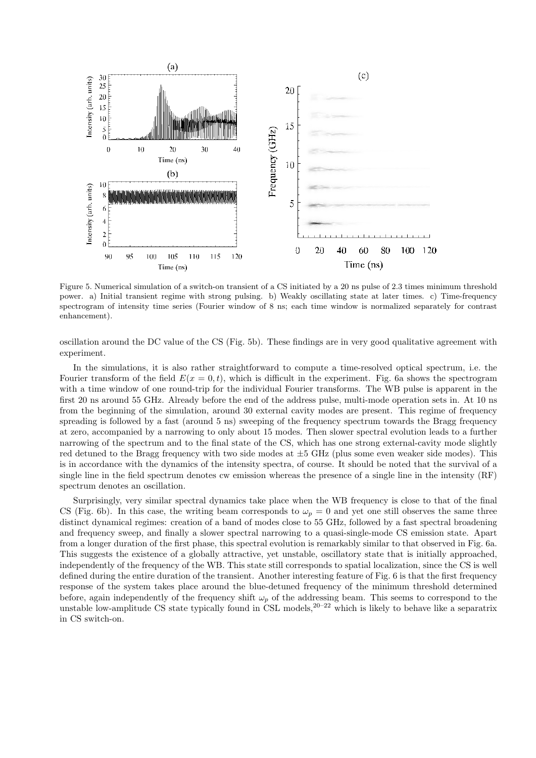Figure 5. Numerical simulation of a switch-on transient of a CS initiated by a 20 ns pulse of 2.3 times minimum threshold power. a) Initial transient regime with strong pulsing. b) Weakly oscillating state at later times. c) Time-frequency spectrogram of intensity time series (Fourier window of 8 ns; each time window is normalized separately for contrast enhancement).

oscillation around the DC value of the CS (Fig. 5b). These findings are in very good qualitative agreement with experiment.

In the simulations, it is also rather straightforward to compute a time-resolved optical spectrum, i.e. the Fourier transform of the field $E(x = 0, t)$, which is difficult in the experiment. Fig. 6a shows the spectrogram with a time window of one round-trip for the individual Fourier transforms. The WB pulse is apparent in the first 20 ns around 55 GHz. Already before the end of the address pulse, multi-mode operation sets in. At 10 ns from the beginning of the simulation, around 30 external cavity modes are present. This regime of frequency spreading is followed by a fast (around 5 ns) sweeping of the frequency spectrum towards the Bragg frequency at zero, accompanied by a narrowing to only about 15 modes. Then slower spectral evolution leads to a further narrowing of the spectrum and to the final state of the CS, which has one strong external-cavity mode slightly red detuned to the Bragg frequency with two side modes at $\pm 5$ GHz (plus some even weaker side modes). This is in accordance with the dynamics of the intensity spectra, of course. It should be noted that the survival of a single line in the field spectrum denotes cw emission whereas the presence of a single line in the intensity (RF) spectrum denotes an oscillation.

Surprisingly, very similar spectral dynamics take place when the WB frequency is close to that of the final CS (Fig. 6b). In this case, the writing beam corresponds to $\omega_p = 0$ and yet one still observes the same three distinct dynamical regimes: creation of a band of modes close to 55 GHz, followed by a fast spectral broadening and frequency sweep, and finally a slower spectral narrowing to a quasi-single-mode CS emission state. Apart from a longer duration of the first phase, this spectral evolution is remarkably similar to that observed in Fig. 6a. This suggests the existence of a globally attractive, yet unstable, oscillatory state that is initially approached, independently of the frequency of the WB. This state still corresponds to spatial localization, since the CS is well defined during the entire duration of the transient. Another interesting feature of Fig. 6 is that the first frequency response of the system takes place around the blue-detuned frequency of the minimum threshold determined before, again independently of the frequency shift $\omega_p$ of the addressing beam. This seems to correspond to the unstable low-amplitude CS state typically found in CSL models,[20–22] which is likely to behave like a separatrix in CS switch-on.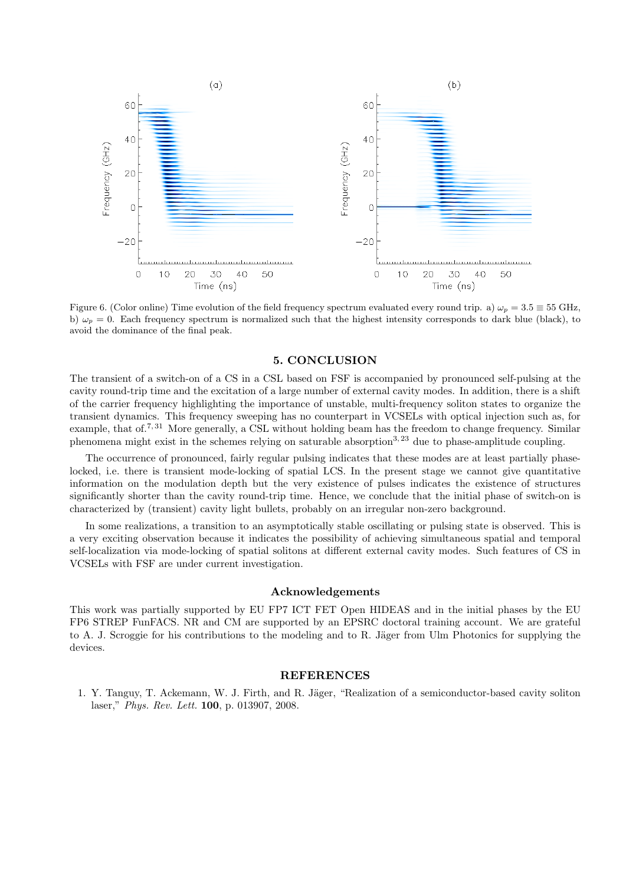Figure 6. (Color online) Time evolution of the field frequency spectrum evaluated every round trip. a) $\omega_p = 3.5 \equiv 55$ GHz, b) $\omega_p = 0$. Each frequency spectrum is normalized such that the highest intensity corresponds to dark blue (black), to avoid the dominance of the final peak.

## 5. CONCLUSION

The transient of a switch-on of a CS in a CSL based on FSF is accompanied by pronounced self-pulsing at the cavity round-trip time and the excitation of a large number of external cavity modes. In addition, there is a shift of the carrier frequency highlighting the importance of unstable, multi-frequency soliton states to organize the transient dynamics. This frequency sweeping has no counterpart in VCSELs with optical injection such as, for example, that of.[7,31] More generally, a CSL without holding beam has the freedom to change frequency. Similar phenomena might exist in the schemes relying on saturable absorption[3,23] due to phase-amplitude coupling.

The occurrence of pronounced, fairly regular pulsing indicates that these modes are at least partially phase-locked, i.e. there is transient mode-locking of spatial LCS. In the present stage we cannot give quantitative information on the modulation depth but the very existence of pulses indicates the existence of structures significantly shorter than the cavity round-trip time. Hence, we conclude that the initial phase of switch-on is characterized by (transient) cavity light bullets, probably on an irregular non-zero background.

In some realizations, a transition to an asymptotically stable oscillating or pulsing state is observed. This is a very exciting observation because it indicates the possibility of achieving simultaneous spatial and temporal self-localization via mode-locking of spatial solitons at different external cavity modes. Such features of CS in VCSELs with FSF are under current investigation.

### Acknowledgements

This work was partially supported by EU FP7 ICT FET Open HIDEAS and in the initial phases by the EU FP6 STREP FunFACS. NR and CM are supported by an EPSRC doctoral training account. We are grateful to A. J. Scroggie for his contributions to the modeling and to R. Jäger from Ulm Photonics for supplying the devices.

## REFERENCES

1. Y. Tanguy, T. Ackemann, W. J. Firth, and R. Jäger, "Realization of a semiconductor-based cavity soliton laser," *Phys. Rev. Lett.* **100**, p. 013907, 2008.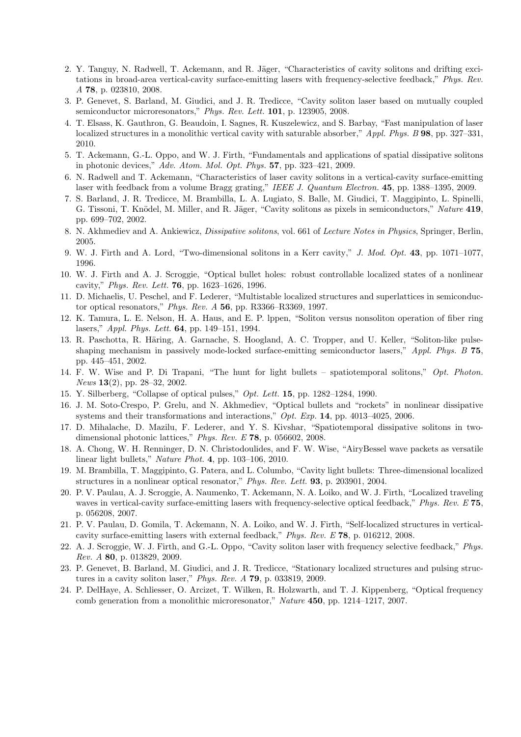2. Y. Tanguy, N. Radwell, T. Ackemann, and R. Jäger, "Characteristics of cavity solitons and drifting excitations in broad-area vertical-cavity surface-emitting lasers with frequency-selective feedback," *Phys. Rev. A* **78**, p. 023810, 2008.
3. P. Genevet, S. Barland, M. Giudici, and J. R. Tredicce, "Cavity soliton laser based on mutually coupled semiconductor microresonators," *Phys. Rev. Lett.* **101**, p. 123905, 2008.
4. T. Elsass, K. Gauthron, G. Beaudoin, I. Sagnes, R. Kuszelewicz, and S. Barbay, "Fast manipulation of laser localized structures in a monolithic vertical cavity with saturable absorber," *Appl. Phys. B* **98**, pp. 327–331, 2010.
5. T. Ackemann, G.-L. Oppo, and W. J. Firth, "Fundamentals and applications of spatial dissipative solitons in photonic devices," *Adv. Atom. Mol. Opt. Phys.* **57**, pp. 323–421, 2009.
6. N. Radwell and T. Ackemann, "Characteristics of laser cavity solitons in a vertical-cavity surface-emitting laser with feedback from a volume Bragg grating," *IEEE J. Quantum Electron.* **45**, pp. 1388–1395, 2009.
7. S. Barland, J. R. Tredicce, M. Brambilla, L. A. Lugiato, S. Balle, M. Giudici, T. Maggipinto, L. Spinelli, G. Tissoni, T. Knödel, M. Miller, and R. Jäger, "Cavity solitons as pixels in semiconductors," *Nature* **419**, pp. 699–702, 2002.
8. N. Akhmediev and A. Ankiewicz, *Dissipative solitons*, vol. 661 of *Lecture Notes in Physics*, Springer, Berlin, 2005.
9. W. J. Firth and A. Lord, "Two-dimensional solitons in a Kerr cavity," *J. Mod. Opt.* **43**, pp. 1071–1077, 1996.
10. W. J. Firth and A. J. Scroggie, "Optical bullet holes: robust controllable localized states of a nonlinear cavity," *Phys. Rev. Lett.* **76**, pp. 1623–1626, 1996.
11. D. Michaelis, U. Peschel, and F. Lederer, "Multistable localized structures and superlattices in semiconductor optical resonators," *Phys. Rev. A* **56**, pp. R3366–R3369, 1997.
12. K. Tamura, L. E. Nelson, H. A. Haus, and E. P. Ippen, "Soliton versus nonsoliton operation of fiber ring lasers," *Appl. Phys. Lett.* **64**, pp. 149–151, 1994.
13. R. Paschotta, R. Häring, A. Garnache, S. Hoogland, A. C. Tropper, and U. Keller, "Soliton-like pulse-shaping mechanism in passively mode-locked surface-emitting semiconductor lasers," *Appl. Phys. B* **75**, pp. 445–451, 2002.
14. F. W. Wise and P. Di Trapani, "The hunt for light bullets – spatiotemporal solitons," *Opt. Photon. News* **13**(2), pp. 28–32, 2002.
15. Y. Silberberg, "Collapse of optical pulses," *Opt. Lett.* **15**, pp. 1282–1284, 1990.
16. J. M. Soto-Crespo, P. Grelu, and N. Akhmediev, "Optical bullets and "rockets" in nonlinear dissipative systems and their transformations and interactions," *Opt. Exp.* **14**, pp. 4013–4025, 2006.
17. D. Mihalache, D. Mazilu, F. Lederer, and Y. S. Kivshar, "Spatiotemporal dissipative solitons in two-dimensional photonic lattices," *Phys. Rev. E* **78**, p. 056602, 2008.
18. A. Chong, W. H. Renninger, D. N. Christodoulides, and F. W. Wise, "AiryBessel wave packets as versatile linear light bullets," *Nature Phot.* **4**, pp. 103–106, 2010.
19. M. Brambilla, T. Maggipinto, G. Patera, and L. Columbo, "Cavity light bullets: Three-dimensional localized structures in a nonlinear optical resonator," *Phys. Rev. Lett.* **93**, p. 203901, 2004.
20. P. V. Paulau, A. J. Scroggie, A. Naumenko, T. Ackemann, N. A. Loiko, and W. J. Firth, "Localized traveling waves in vertical-cavity surface-emitting lasers with frequency-selective optical feedback," *Phys. Rev. E* **75**, p. 056208, 2007.
21. P. V. Paulau, D. Gomila, T. Ackemann, N. A. Loiko, and W. J. Firth, "Self-localized structures in vertical-cavity surface-emitting lasers with external feedback," *Phys. Rev. E* **78**, p. 016212, 2008.
22. A. J. Scroggie, W. J. Firth, and G.-L. Oppo, "Cavity soliton laser with frequency selective feedback," *Phys. Rev. A* **80**, p. 013829, 2009.
23. P. Genevet, B. Barland, M. Giudici, and J. R. Tredicce, "Stationary localized structures and pulsing structures in a cavity soliton laser," *Phys. Rev. A* **79**, p. 033819, 2009.
24. P. DelHaye, A. Schliesser, O. Arcizet, T. Wilken, R. Holzwarth, and T. J. Kippenberg, "Optical frequency comb generation from a monolithic microresonator," *Nature* **450**, pp. 1214–1217, 2007.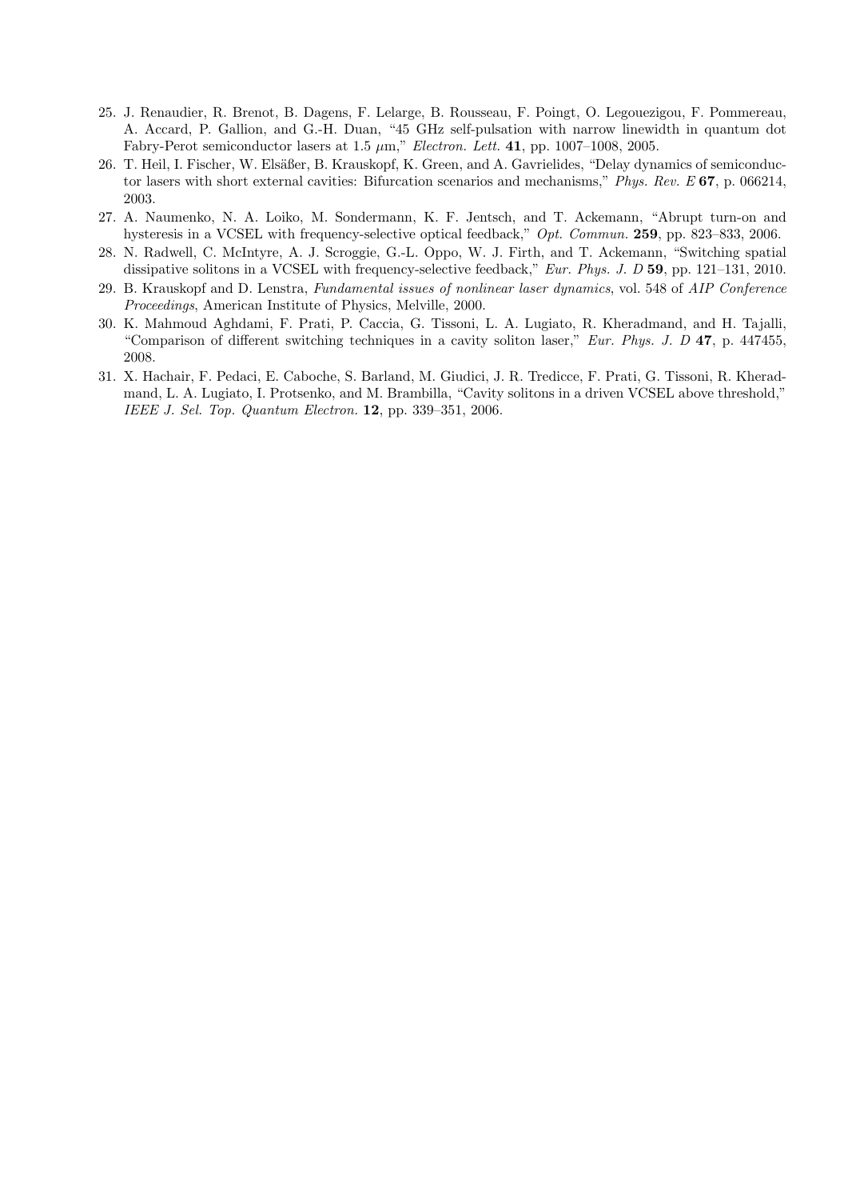25. J. Renaudier, R. Brenot, B. Dagens, F. Lelarge, B. Rousseau, F. Poingt, O. Legouezigou, F. Pommereau, A. Accard, P. Gallion, and G.-H. Duan, "45 GHz self-pulsation with narrow linewidth in quantum dot Fabry-Perot semiconductor lasers at 1.5 $\mu$m," *Electron. Lett.* **41**, pp. 1007–1008, 2005.
26. T. Heil, I. Fischer, W. Elsäßer, B. Krauskopf, K. Green, and A. Gavrielides, "Delay dynamics of semiconductor lasers with short external cavities: Bifurcation scenarios and mechanisms," *Phys. Rev. E* **67**, p. 066214, 2003.
27. A. Naumenko, N. A. Loiko, M. Sondermann, K. F. Jentsch, and T. Ackemann, "Abrupt turn-on and hysteresis in a VCSEL with frequency-selective optical feedback," *Opt. Commun.* **259**, pp. 823–833, 2006.
28. N. Radwell, C. McIntyre, A. J. Scroggie, G.-L. Oppo, W. J. Firth, and T. Ackemann, "Switching spatial dissipative solitons in a VCSEL with frequency-selective feedback," *Eur. Phys. J. D* **59**, pp. 121–131, 2010.
29. B. Krauskopf and D. Lenstra, *Fundamental issues of nonlinear laser dynamics*, vol. 548 of *AIP Conference Proceedings*, American Institute of Physics, Melville, 2000.
30. K. Mahmoud Aghdami, F. Prati, P. Caccia, G. Tissoni, L. A. Lugiato, R. Kheradmand, and H. Tajalli, "Comparison of different switching techniques in a cavity soliton laser," *Eur. Phys. J. D* **47**, p. 447455, 2008.
31. X. Hachair, F. Pedaci, E. Caboche, S. Barland, M. Giudici, J. R. Tredicce, F. Prati, G. Tissoni, R. Kheradmand, L. A. Lugiato, I. Protsenko, and M. Brambilla, "Cavity solitons in a driven VCSEL above threshold," *IEEE J. Sel. Top. Quantum Electron.* **12**, pp. 339–351, 2006.